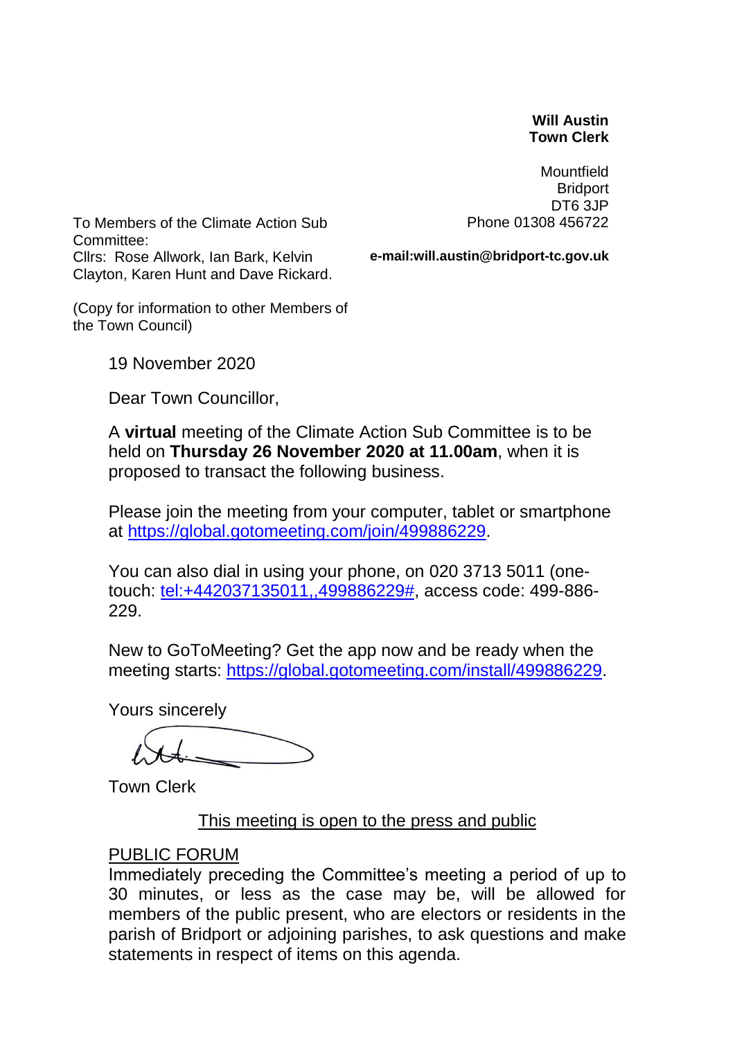**Will Austin**
**Town Clerk**

Mountfield
Bridport
DT6 3JP
Phone 01308 456722

**e-mail:will.austin@bridport-tc.gov.uk**

To Members of the Climate Action Sub Committee:
Cllrs: Rose Allwork, Ian Bark, Kelvin Clayton, Karen Hunt and Dave Rickard.

(Copy for information to other Members of the Town Council)

19 November 2020

Dear Town Councillor,

A **virtual** meeting of the Climate Action Sub Committee is to be held on **Thursday 26 November 2020 at 11.00am**, when it is proposed to transact the following business.

Please join the meeting from your computer, tablet or smartphone at https://global.gotomeeting.com/join/499886229.

You can also dial in using your phone, on 020 3713 5011 (one-touch: tel:+442037135011,,499886229#, access code: 499-886-229.

New to GoToMeeting? Get the app now and be ready when the meeting starts: https://global.gotomeeting.com/install/499886229.

Yours sincerely

Town Clerk

This meeting is open to the press and public

PUBLIC FORUM

Immediately preceding the Committee's meeting a period of up to 30 minutes, or less as the case may be, will be allowed for members of the public present, who are electors or residents in the parish of Bridport or adjoining parishes, to ask questions and make statements in respect of items on this agenda.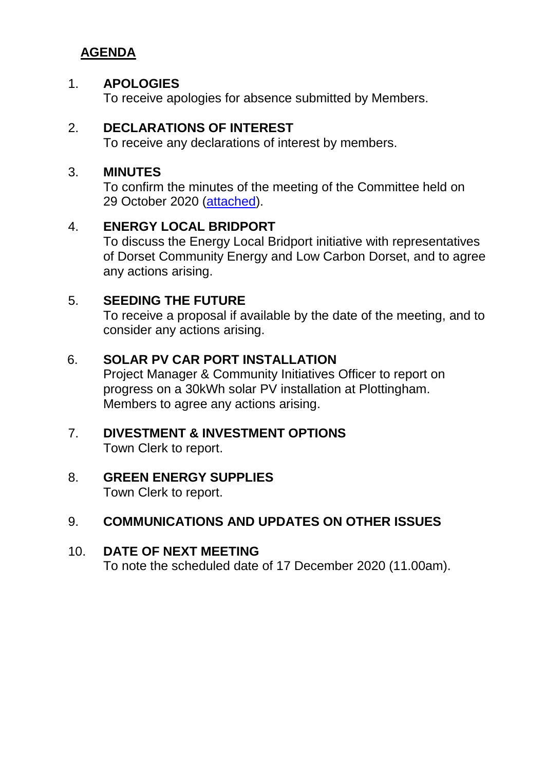**AGENDA**

1. **APOLOGIES**
   To receive apologies for absence submitted by Members.

2. **DECLARATIONS OF INTEREST**
   To receive any declarations of interest by members.

3. **MINUTES**
   To confirm the minutes of the meeting of the Committee held on 29 October 2020 (attached).

4. **ENERGY LOCAL BRIDPORT**
   To discuss the Energy Local Bridport initiative with representatives of Dorset Community Energy and Low Carbon Dorset, and to agree any actions arising.

5. **SEEDING THE FUTURE**
   To receive a proposal if available by the date of the meeting, and to consider any actions arising.

6. **SOLAR PV CAR PORT INSTALLATION**
   Project Manager & Community Initiatives Officer to report on progress on a 30kWh solar PV installation at Plottingham. Members to agree any actions arising.

7. **DIVESTMENT & INVESTMENT OPTIONS**
   Town Clerk to report.

8. **GREEN ENERGY SUPPLIES**
   Town Clerk to report.

9. **COMMUNICATIONS AND UPDATES ON OTHER ISSUES**

10. **DATE OF NEXT MEETING**
    To note the scheduled date of 17 December 2020 (11.00am).